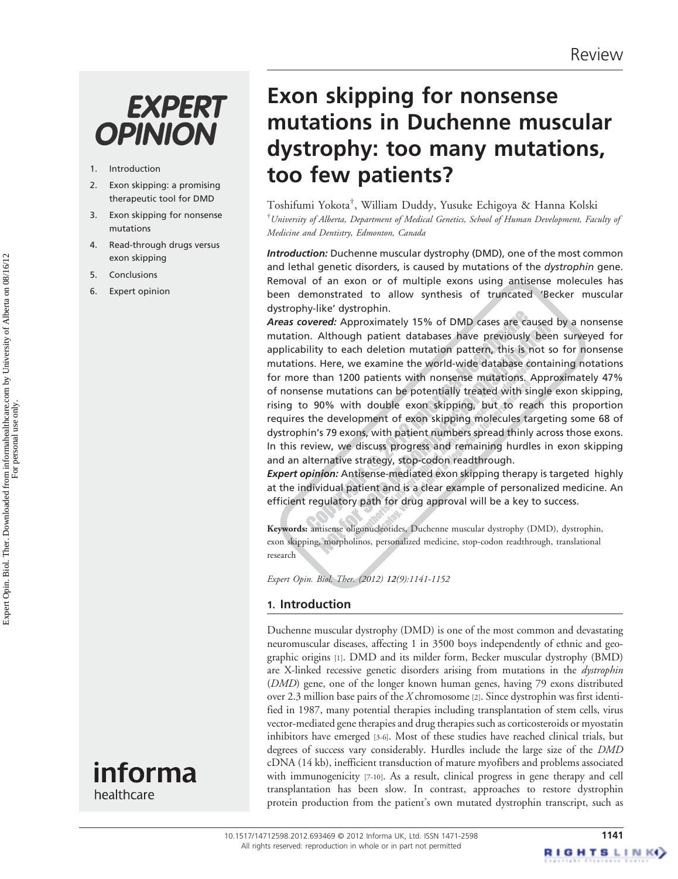Review

# Exon skipping for nonsense mutations in Duchenne muscular dystrophy: too many mutations, too few patients?

Toshifumi Yokota[†], William Duddy, Yusuke Echigoya & Hanna Kolski

[†]*University of Alberta, Department of Medical Genetics, School of Human Development, Faculty of Medicine and Dentistry, Edmonton, Canada*

1. Introduction
2. Exon skipping: a promising therapeutic tool for DMD
3. Exon skipping for nonsense mutations
4. Read-through drugs versus exon skipping
5. Conclusions
6. Expert opinion

***Introduction:*** Duchenne muscular dystrophy (DMD), one of the most common and lethal genetic disorders, is caused by mutations of the *dystrophin* gene. Removal of an exon or of multiple exons using antisense molecules has been demonstrated to allow synthesis of truncated 'Becker muscular dystrophy-like' dystrophin.

***Areas covered:*** Approximately 15% of DMD cases are caused by a nonsense mutation. Although patient databases have previously been surveyed for applicability to each deletion mutation pattern, this is not so for nonsense mutations. Here, we examine the world-wide database containing notations for more than 1200 patients with nonsense mutations. Approximately 47% of nonsense mutations can be potentially treated with single exon skipping, rising to 90% with double exon skipping, but to reach this proportion requires the development of exon skipping molecules targeting some 68 of dystrophin's 79 exons, with patient numbers spread thinly across those exons. In this review, we discuss progress and remaining hurdles in exon skipping and an alternative strategy, stop-codon readthrough.

***Expert opinion:*** Antisense-mediated exon skipping therapy is targeted highly at the individual patient and is a clear example of personalized medicine. An efficient regulatory path for drug approval will be a key to success.

**Keywords:** antisense oligonucleotides, Duchenne muscular dystrophy (DMD), dystrophin, exon skipping, morpholinos, personalized medicine, stop-codon readthrough, translational research

*Expert Opin. Biol. Ther. (2012)* ***12****(9):1141-1152*

## 1. Introduction

Duchenne muscular dystrophy (DMD) is one of the most common and devastating neuromuscular diseases, affecting 1 in 3500 boys independently of ethnic and geographic origins [1]. DMD and its milder form, Becker muscular dystrophy (BMD) are X-linked recessive genetic disorders arising from mutations in the *dystrophin* (*DMD*) gene, one of the longer known human genes, having 79 exons distributed over 2.3 million base pairs of the *X* chromosome [2]. Since dystrophin was first identified in 1987, many potential therapies including transplantation of stem cells, virus vector-mediated gene therapies and drug therapies such as corticosteroids or myostatin inhibitors have emerged [3-6]. Most of these studies have reached clinical trials, but degrees of success vary considerably. Hurdles include the large size of the *DMD* cDNA (14 kb), inefficient transduction of mature myofibers and problems associated with immunogenicity [7-10]. As a result, clinical progress in gene therapy and cell transplantation has been slow. In contrast, approaches to restore dystrophin protein production from the patient's own mutated dystrophin transcript, such as

10.1517/14712598.2012.693469 © 2012 Informa UK, Ltd. ISSN 1471-2598
All rights reserved: reproduction in whole or in part not permitted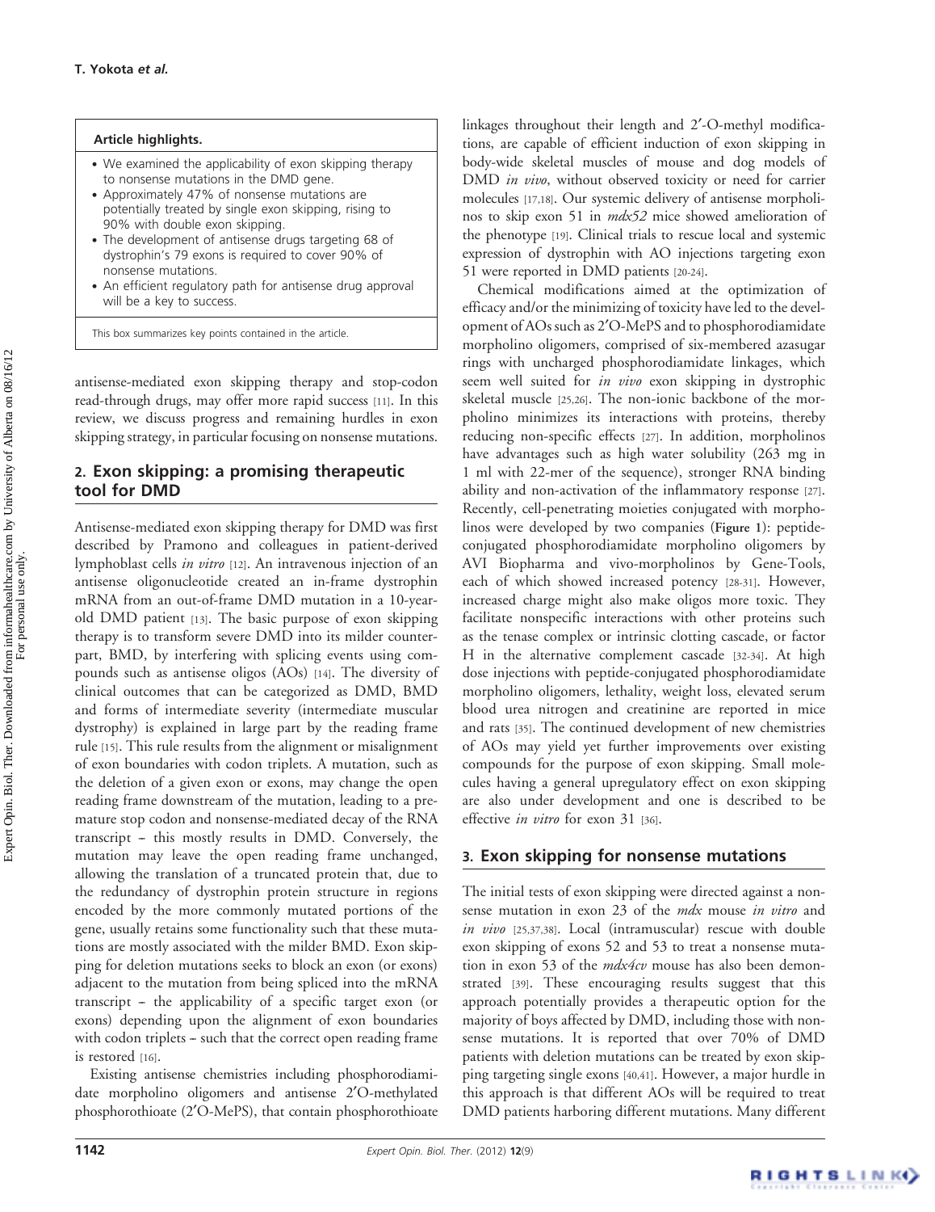**Article highlights.**

- We examined the applicability of exon skipping therapy to nonsense mutations in the DMD gene.
- Approximately 47% of nonsense mutations are potentially treated by single exon skipping, rising to 90% with double exon skipping.
- The development of antisense drugs targeting 68 of dystrophin's 79 exons is required to cover 90% of nonsense mutations.
- An efficient regulatory path for antisense drug approval will be a key to success.

This box summarizes key points contained in the article.

antisense-mediated exon skipping therapy and stop-codon read-through drugs, may offer more rapid success [11]. In this review, we discuss progress and remaining hurdles in exon skipping strategy, in particular focusing on nonsense mutations.

## 2. Exon skipping: a promising therapeutic tool for DMD

Antisense-mediated exon skipping therapy for DMD was first described by Pramono and colleagues in patient-derived lymphoblast cells *in vitro* [12]. An intravenous injection of an antisense oligonucleotide created an in-frame dystrophin mRNA from an out-of-frame DMD mutation in a 10-year-old DMD patient [13]. The basic purpose of exon skipping therapy is to transform severe DMD into its milder counterpart, BMD, by interfering with splicing events using compounds such as antisense oligos (AOs) [14]. The diversity of clinical outcomes that can be categorized as DMD, BMD and forms of intermediate severity (intermediate muscular dystrophy) is explained in large part by the reading frame rule [15]. This rule results from the alignment or misalignment of exon boundaries with codon triplets. A mutation, such as the deletion of a given exon or exons, may change the open reading frame downstream of the mutation, leading to a premature stop codon and nonsense-mediated decay of the RNA transcript – this mostly results in DMD. Conversely, the mutation may leave the open reading frame unchanged, allowing the translation of a truncated protein that, due to the redundancy of dystrophin protein structure in regions encoded by the more commonly mutated portions of the gene, usually retains some functionality such that these mutations are mostly associated with the milder BMD. Exon skipping for deletion mutations seeks to block an exon (or exons) adjacent to the mutation from being spliced into the mRNA transcript – the applicability of a specific target exon (or exons) depending upon the alignment of exon boundaries with codon triplets – such that the correct open reading frame is restored [16].

Existing antisense chemistries including phosphorodiamidate morpholino oligomers and antisense 2′O-methylated phosphorothioate (2′O-MePS), that contain phosphorothioate linkages throughout their length and 2′-O-methyl modifications, are capable of efficient induction of exon skipping in body-wide skeletal muscles of mouse and dog models of DMD *in vivo*, without observed toxicity or need for carrier molecules [17,18]. Our systemic delivery of antisense morpholinos to skip exon 51 in *mdx52* mice showed amelioration of the phenotype [19]. Clinical trials to rescue local and systemic expression of dystrophin with AO injections targeting exon 51 were reported in DMD patients [20-24].

Chemical modifications aimed at the optimization of efficacy and/or the minimizing of toxicity have led to the development of AOs such as 2′O-MePS and to phosphorodiamidate morpholino oligomers, comprised of six-membered azasugar rings with uncharged phosphorodiamidate linkages, which seem well suited for *in vivo* exon skipping in dystrophic skeletal muscle [25,26]. The non-ionic backbone of the morpholino minimizes its interactions with proteins, thereby reducing non-specific effects [27]. In addition, morpholinos have advantages such as high water solubility (263 mg in 1 ml with 22-mer of the sequence), stronger RNA binding ability and non-activation of the inflammatory response [27]. Recently, cell-penetrating moieties conjugated with morpholinos were developed by two companies (**Figure 1**): peptide-conjugated phosphorodiamidate morpholino oligomers by AVI Biopharma and vivo-morpholinos by Gene-Tools, each of which showed increased potency [28-31]. However, increased charge might also make oligos more toxic. They facilitate nonspecific interactions with other proteins such as the tenase complex or intrinsic clotting cascade, or factor H in the alternative complement cascade [32-34]. At high dose injections with peptide-conjugated phosphorodiamidate morpholino oligomers, lethality, weight loss, elevated serum blood urea nitrogen and creatinine are reported in mice and rats [35]. The continued development of new chemistries of AOs may yield yet further improvements over existing compounds for the purpose of exon skipping. Small molecules having a general upregulatory effect on exon skipping are also under development and one is described to be effective *in vitro* for exon 31 [36].

## 3. Exon skipping for nonsense mutations

The initial tests of exon skipping were directed against a nonsense mutation in exon 23 of the *mdx* mouse *in vitro* and *in vivo* [25,37,38]. Local (intramuscular) rescue with double exon skipping of exons 52 and 53 to treat a nonsense mutation in exon 53 of the *mdx4cv* mouse has also been demonstrated [39]. These encouraging results suggest that this approach potentially provides a therapeutic option for the majority of boys affected by DMD, including those with nonsense mutations. It is reported that over 70% of DMD patients with deletion mutations can be treated by exon skipping targeting single exons [40,41]. However, a major hurdle in this approach is that different AOs will be required to treat DMD patients harboring different mutations. Many different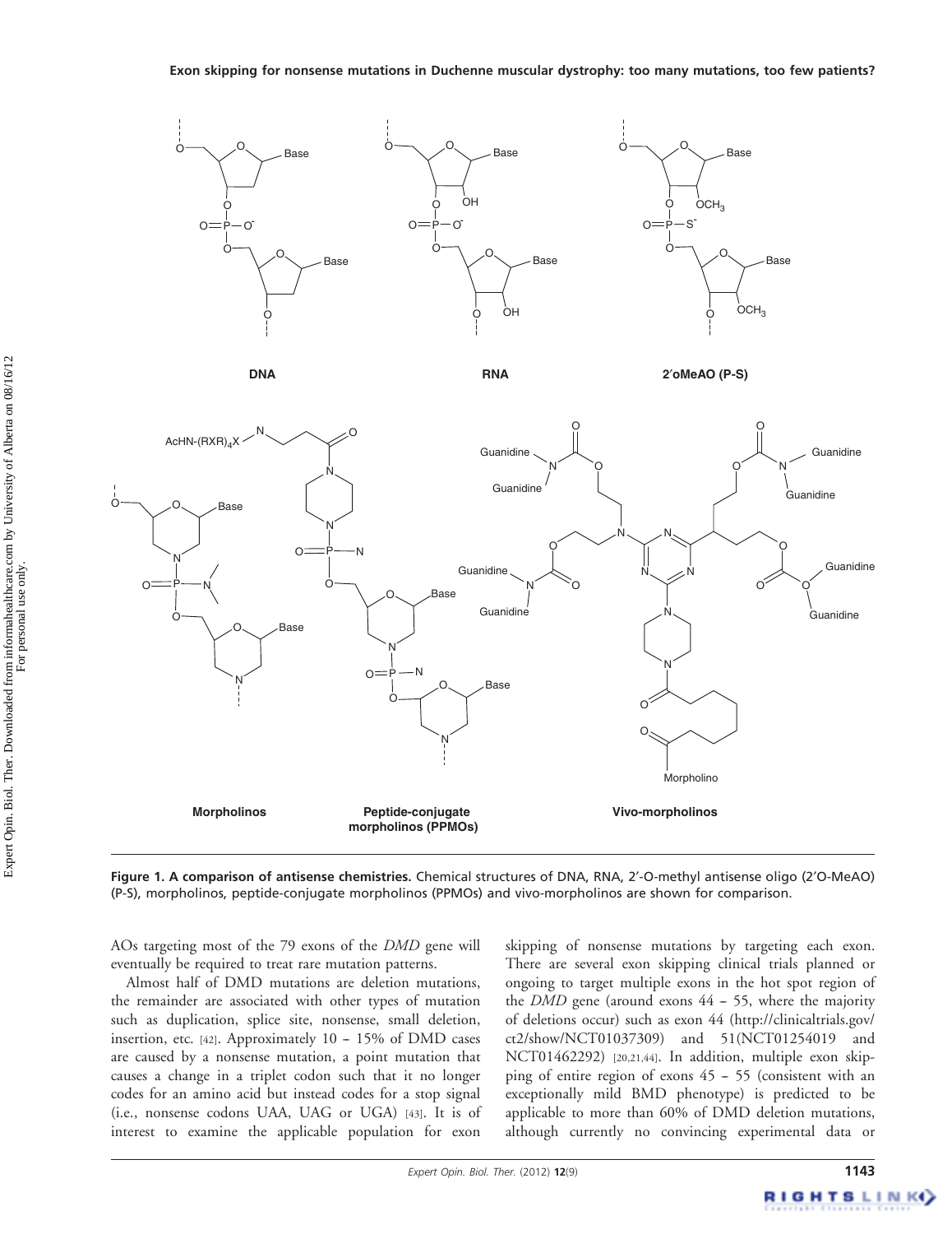**Figure 1. A comparison of antisense chemistries.** Chemical structures of DNA, RNA, 2′-O-methyl antisense oligo (2′O-MeAO) (P-S), morpholinos, peptide-conjugate morpholinos (PPMOs) and vivo-morpholinos are shown for comparison.

AOs targeting most of the 79 exons of the *DMD* gene will eventually be required to treat rare mutation patterns.

Almost half of DMD mutations are deletion mutations, the remainder are associated with other types of mutation such as duplication, splice site, nonsense, small deletion, insertion, etc. [42]. Approximately 10 – 15% of DMD cases are caused by a nonsense mutation, a point mutation that causes a change in a triplet codon such that it no longer codes for an amino acid but instead codes for a stop signal (i.e., nonsense codons UAA, UAG or UGA) [43]. It is of interest to examine the applicable population for exon skipping of nonsense mutations by targeting each exon. There are several exon skipping clinical trials planned or ongoing to target multiple exons in the hot spot region of the *DMD* gene (around exons 44 – 55, where the majority of deletions occur) such as exon 44 (http://clinicaltrials.gov/ct2/show/NCT01037309) and 51(NCT01254019 and NCT01462292) [20,21,44]. In addition, multiple exon skipping of entire region of exons 45 – 55 (consistent with an exceptionally mild BMD phenotype) is predicted to be applicable to more than 60% of DMD deletion mutations, although currently no convincing experimental data or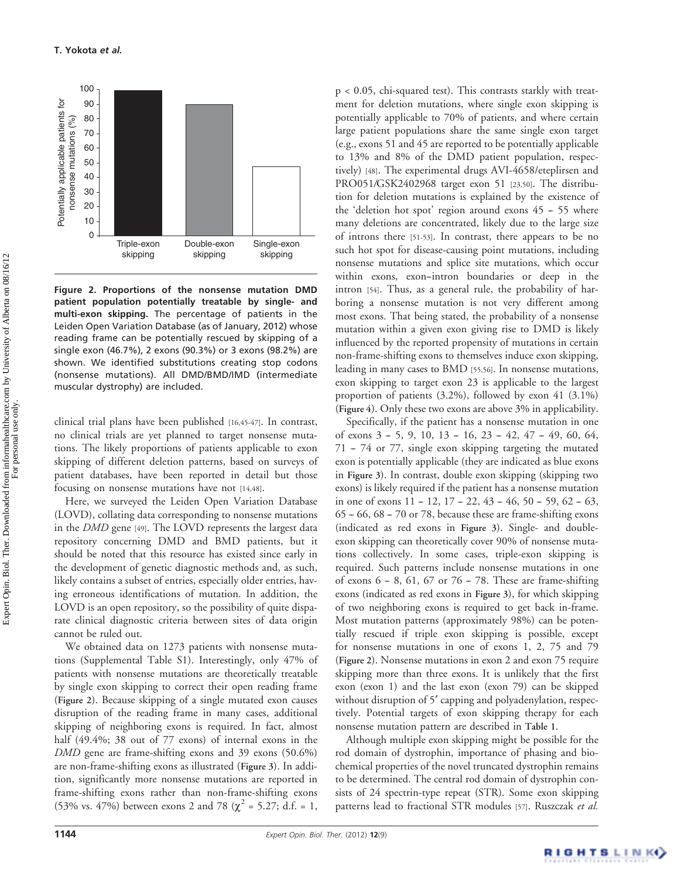Figure 2. Proportions of the nonsense mutation DMD patient population potentially treatable by single- and multi-exon skipping. The percentage of patients in the Leiden Open Variation Database (as of January, 2012) whose reading frame can be potentially rescued by skipping of a single exon (46.7%), 2 exons (90.3%) or 3 exons (98.2%) are shown. We identified substitutions creating stop codons (nonsense mutations). All DMD/BMD/IMD (intermediate muscular dystrophy) are included.

clinical trial plans have been published [16,45-47]. In contrast, no clinical trials are yet planned to target nonsense mutations. The likely proportions of patients applicable to exon skipping of different deletion patterns, based on surveys of patient databases, have been reported in detail but those focusing on nonsense mutations have not [14,48].

Here, we surveyed the Leiden Open Variation Database (LOVD), collating data corresponding to nonsense mutations in the *DMD* gene [49]. The LOVD represents the largest data repository concerning DMD and BMD patients, but it should be noted that this resource has existed since early in the development of genetic diagnostic methods and, as such, likely contains a subset of entries, especially older entries, having erroneous identifications of mutation. In addition, the LOVD is an open repository, so the possibility of quite disparate clinical diagnostic criteria between sites of data origin cannot be ruled out.

We obtained data on 1273 patients with nonsense mutations (Supplemental Table S1). Interestingly, only 47% of patients with nonsense mutations are theoretically treatable by single exon skipping to correct their open reading frame (Figure 2). Because skipping of a single mutated exon causes disruption of the reading frame in many cases, additional skipping of neighboring exons is required. In fact, almost half (49.4%; 38 out of 77 exons) of internal exons in the *DMD* gene are frame-shifting exons and 39 exons (50.6%) are non-frame-shifting exons as illustrated (Figure 3). In addition, significantly more nonsense mutations are reported in frame-shifting exons rather than non-frame-shifting exons (53% vs. 47%) between exons 2 and 78 ($\chi^2 = 5.27$; d.f. = 1, $p < 0.05$, chi-squared test). This contrasts starkly with treatment for deletion mutations, where single exon skipping is potentially applicable to 70% of patients, and where certain large patient populations share the same single exon target (e.g., exons 51 and 45 are reported to be potentially applicable to 13% and 8% of the DMD patient population, respectively) [48]. The experimental drugs AVI-4658/eteplirsen and PRO051/GSK2402968 target exon 51 [23,50]. The distribution for deletion mutations is explained by the existence of the 'deletion hot spot' region around exons 45 – 55 where many deletions are concentrated, likely due to the large size of introns there [51-53]. In contrast, there appears to be no such hot spot for disease-causing point mutations, including nonsense mutations and splice site mutations, which occur within exons, exon–intron boundaries or deep in the intron [54]. Thus, as a general rule, the probability of harboring a nonsense mutation is not very different among most exons. That being stated, the probability of a nonsense mutation within a given exon giving rise to DMD is likely influenced by the reported propensity of mutations in certain non-frame-shifting exons to themselves induce exon skipping, leading in many cases to BMD [55,56]. In nonsense mutations, exon skipping to target exon 23 is applicable to the largest proportion of patients (3.2%), followed by exon 41 (3.1%) (Figure 4). Only these two exons are above 3% in applicability.

Specifically, if the patient has a nonsense mutation in one of exons 3 – 5, 9, 10, 13 – 16, 23 – 42, 47 – 49, 60, 64, 71 – 74 or 77, single exon skipping targeting the mutated exon is potentially applicable (they are indicated as blue exons in Figure 3). In contrast, double exon skipping (skipping two exons) is likely required if the patient has a nonsense mutation in one of exons 11 – 12, 17 – 22, 43 – 46, 50 – 59, 62 – 63, 65 – 66, 68 – 70 or 78, because these are frame-shifting exons (indicated as red exons in Figure 3). Single- and double-exon skipping can theoretically cover 90% of nonsense mutations collectively. In some cases, triple-exon skipping is required. Such patterns include nonsense mutations in one of exons 6 – 8, 61, 67 or 76 – 78. These are frame-shifting exons (indicated as red exons in Figure 3), for which skipping of two neighboring exons is required to get back in-frame. Most mutation patterns (approximately 98%) can be potentially rescued if triple exon skipping is possible, except for nonsense mutations in one of exons 1, 2, 75 and 79 (Figure 2). Nonsense mutations in exon 2 and exon 75 require skipping more than three exons. It is unlikely that the first exon (exon 1) and the last exon (exon 79) can be skipped without disruption of 5′ capping and polyadenylation, respectively. Potential targets of exon skipping therapy for each nonsense mutation pattern are described in Table 1.

Although multiple exon skipping might be possible for the rod domain of dystrophin, importance of phasing and biochemical properties of the novel truncated dystrophin remains to be determined. The central rod domain of dystrophin consists of 24 spectrin-type repeat (STR). Some exon skipping patterns lead to fractional STR modules [57]. Ruszczak *et al.*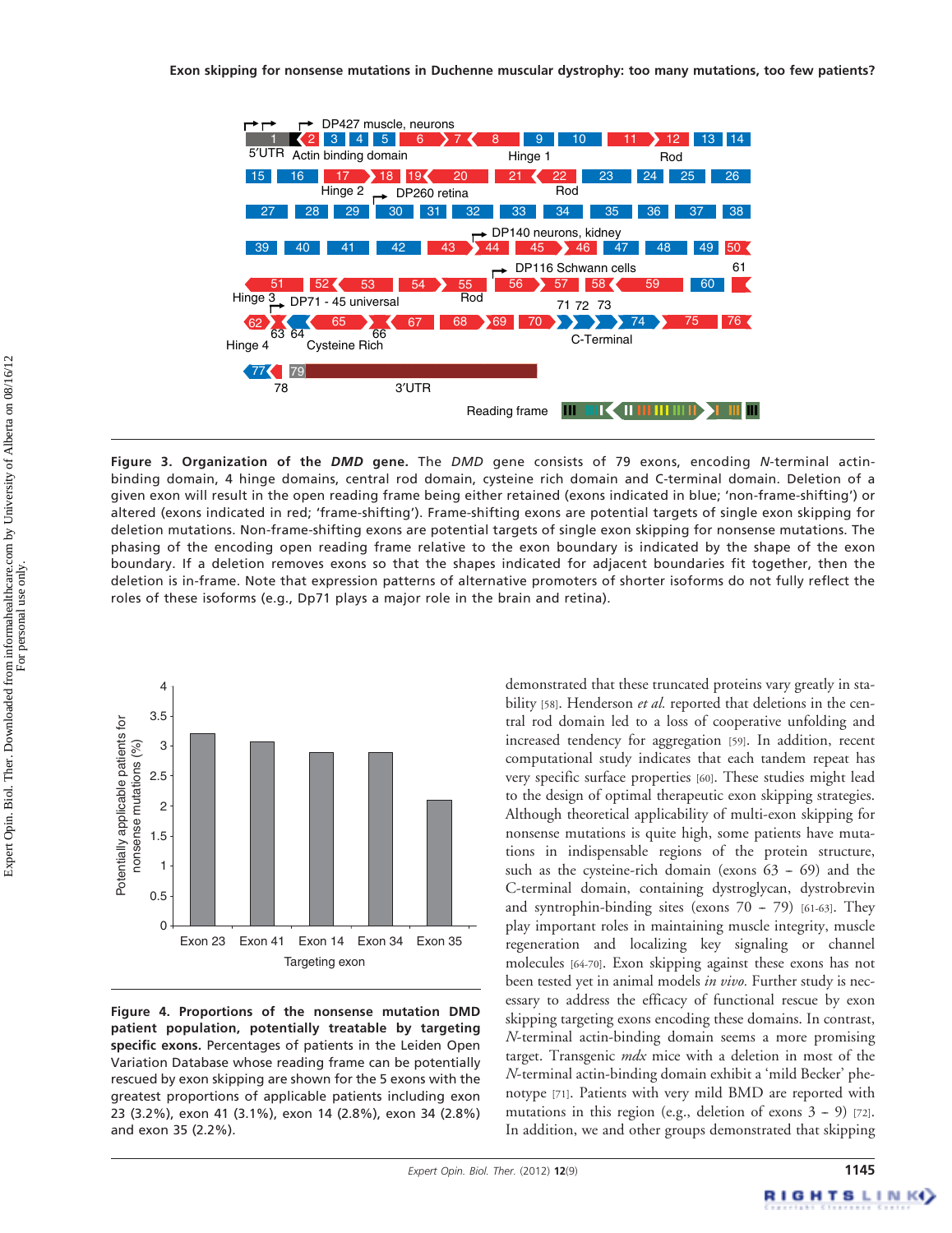**Figure 3. Organization of the *DMD* gene.** The *DMD* gene consists of 79 exons, encoding *N*-terminal actin-binding domain, 4 hinge domains, central rod domain, cysteine rich domain and C-terminal domain. Deletion of a given exon will result in the open reading frame being either retained (exons indicated in blue; 'non-frame-shifting') or altered (exons indicated in red; 'frame-shifting'). Frame-shifting exons are potential targets of single exon skipping for deletion mutations. Non-frame-shifting exons are potential targets of single exon skipping for nonsense mutations. The phasing of the encoding open reading frame relative to the exon boundary is indicated by the shape of the exon boundary. If a deletion removes exons so that the shapes indicated for adjacent boundaries fit together, then the deletion is in-frame. Note that expression patterns of alternative promoters of shorter isoforms do not fully reflect the roles of these isoforms (e.g., Dp71 plays a major role in the brain and retina).

**Figure 4. Proportions of the nonsense mutation DMD patient population, potentially treatable by targeting specific exons.** Percentages of patients in the Leiden Open Variation Database whose reading frame can be potentially rescued by exon skipping are shown for the 5 exons with the greatest proportions of applicable patients including exon 23 (3.2%), exon 41 (3.1%), exon 14 (2.8%), exon 34 (2.8%) and exon 35 (2.2%).

demonstrated that these truncated proteins vary greatly in stability [58]. Henderson *et al.* reported that deletions in the central rod domain led to a loss of cooperative unfolding and increased tendency for aggregation [59]. In addition, recent computational study indicates that each tandem repeat has very specific surface properties [60]. These studies might lead to the design of optimal therapeutic exon skipping strategies. Although theoretical applicability of multi-exon skipping for nonsense mutations is quite high, some patients have mutations in indispensable regions of the protein structure, such as the cysteine-rich domain (exons 63 – 69) and the C-terminal domain, containing dystroglycan, dystrobrevin and syntrophin-binding sites (exons 70 – 79) [61-63]. They play important roles in maintaining muscle integrity, muscle regeneration and localizing key signaling or channel molecules [64-70]. Exon skipping against these exons has not been tested yet in animal models *in vivo*. Further study is necessary to address the efficacy of functional rescue by exon skipping targeting exons encoding these domains. In contrast, *N*-terminal actin-binding domain seems a more promising target. Transgenic *mdx* mice with a deletion in most of the *N*-terminal actin-binding domain exhibit a 'mild Becker' phenotype [71]. Patients with very mild BMD are reported with mutations in this region (e.g., deletion of exons 3 – 9) [72]. In addition, we and other groups demonstrated that skipping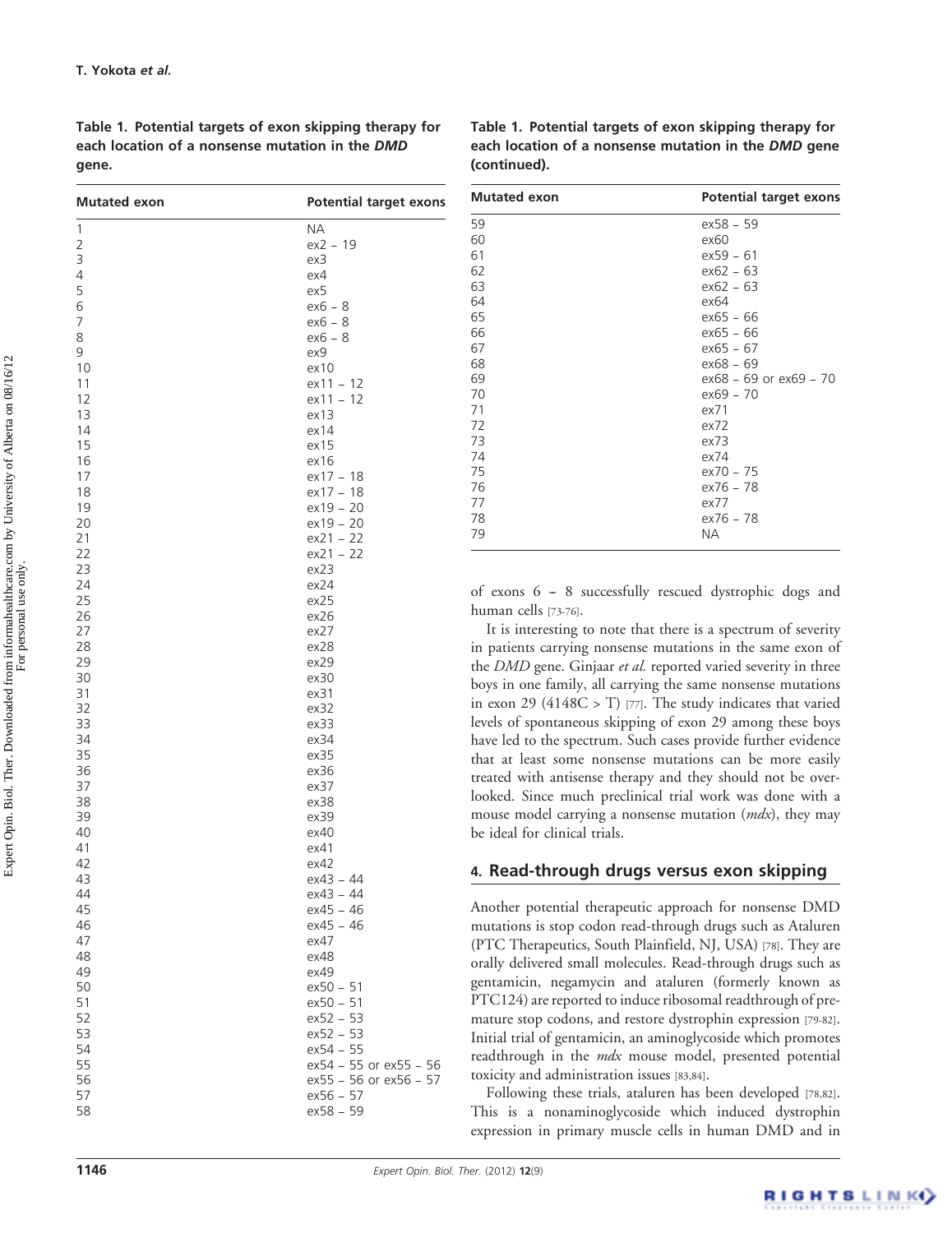**Table 1. Potential targets of exon skipping therapy for each location of a nonsense mutation in the *DMD* gene.**

| Mutated exon | Potential target exons |
|---|---|
| 1 | NA |
| 2 | ex2 – 19 |
| 3 | ex3 |
| 4 | ex4 |
| 5 | ex5 |
| 6 | ex6 – 8 |
| 7 | ex6 – 8 |
| 8 | ex6 – 8 |
| 9 | ex9 |
| 10 | ex10 |
| 11 | ex11 – 12 |
| 12 | ex11 – 12 |
| 13 | ex13 |
| 14 | ex14 |
| 15 | ex15 |
| 16 | ex16 |
| 17 | ex17 – 18 |
| 18 | ex17 – 18 |
| 19 | ex19 – 20 |
| 20 | ex19 – 20 |
| 21 | ex21 – 22 |
| 22 | ex21 – 22 |
| 23 | ex23 |
| 24 | ex24 |
| 25 | ex25 |
| 26 | ex26 |
| 27 | ex27 |
| 28 | ex28 |
| 29 | ex29 |
| 30 | ex30 |
| 31 | ex31 |
| 32 | ex32 |
| 33 | ex33 |
| 34 | ex34 |
| 35 | ex35 |
| 36 | ex36 |
| 37 | ex37 |
| 38 | ex38 |
| 39 | ex39 |
| 40 | ex40 |
| 41 | ex41 |
| 42 | ex42 |
| 43 | ex43 – 44 |
| 44 | ex43 – 44 |
| 45 | ex45 – 46 |
| 46 | ex45 – 46 |
| 47 | ex47 |
| 48 | ex48 |
| 49 | ex49 |
| 50 | ex50 – 51 |
| 51 | ex50 – 51 |
| 52 | ex52 – 53 |
| 53 | ex52 – 53 |
| 54 | ex54 – 55 |
| 55 | ex54 – 55 or ex55 – 56 |
| 56 | ex55 – 56 or ex56 – 57 |
| 57 | ex56 – 57 |
| 58 | ex58 – 59 |
| 59 | ex58 – 59 |
| 60 | ex60 |
| 61 | ex59 – 61 |
| 62 | ex62 – 63 |
| 63 | ex62 – 63 |
| 64 | ex64 |
| 65 | ex65 – 66 |
| 66 | ex65 – 66 |
| 67 | ex65 – 67 |
| 68 | ex68 – 69 |
| 69 | ex68 – 69 or ex69 – 70 |
| 70 | ex69 – 70 |
| 71 | ex71 |
| 72 | ex72 |
| 73 | ex73 |
| 74 | ex74 |
| 75 | ex70 – 75 |
| 76 | ex76 – 78 |
| 77 | ex77 |
| 78 | ex76 – 78 |
| 79 | NA |

of exons 6 – 8 successfully rescued dystrophic dogs and human cells [73-76].

It is interesting to note that there is a spectrum of severity in patients carrying nonsense mutations in the same exon of the *DMD* gene. Ginjaar *et al.* reported varied severity in three boys in one family, all carrying the same nonsense mutations in exon 29 (4148C > T) [77]. The study indicates that varied levels of spontaneous skipping of exon 29 among these boys have led to the spectrum. Such cases provide further evidence that at least some nonsense mutations can be more easily treated with antisense therapy and they should not be overlooked. Since much preclinical trial work was done with a mouse model carrying a nonsense mutation (*mdx*), they may be ideal for clinical trials.

## 4. Read-through drugs versus exon skipping

Another potential therapeutic approach for nonsense DMD mutations is stop codon read-through drugs such as Ataluren (PTC Therapeutics, South Plainfield, NJ, USA) [78]. They are orally delivered small molecules. Read-through drugs such as gentamicin, negamycin and ataluren (formerly known as PTC124) are reported to induce ribosomal readthrough of premature stop codons, and restore dystrophin expression [79-82]. Initial trial of gentamicin, an aminoglycoside which promotes readthrough in the *mdx* mouse model, presented potential toxicity and administration issues [83,84].

Following these trials, ataluren has been developed [78,82]. This is a nonaminoglycoside which induced dystrophin expression in primary muscle cells in human DMD and in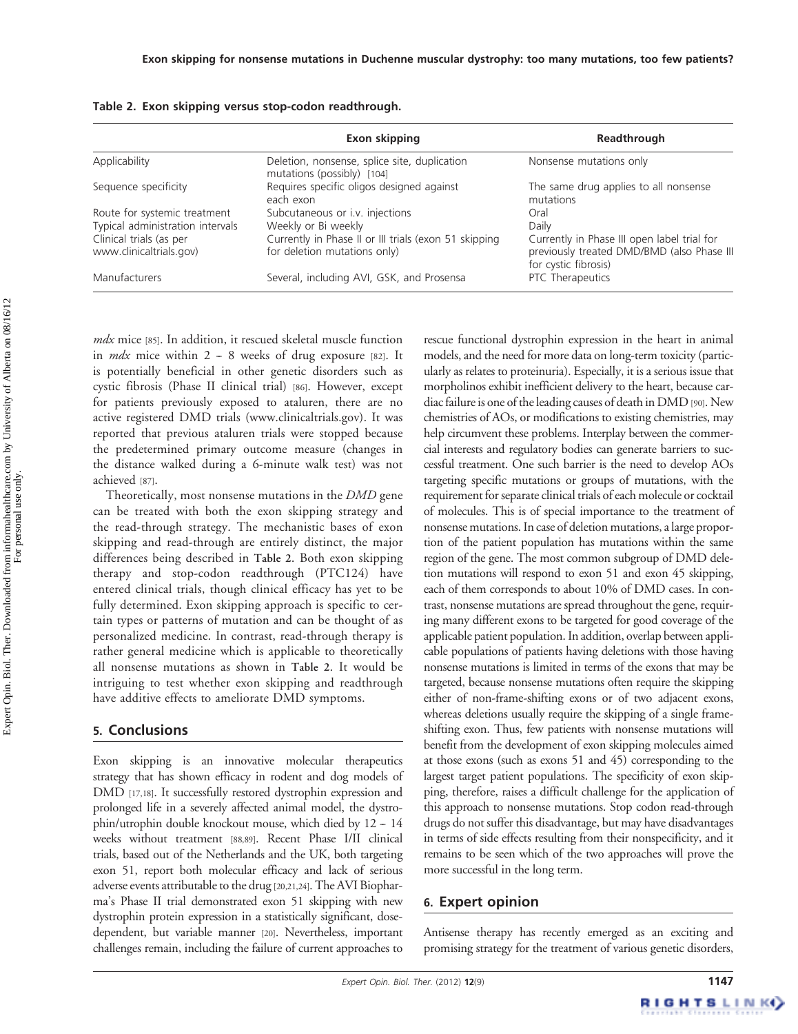Table 2. Exon skipping versus stop-codon readthrough.

| | Exon skipping | Readthrough |
|---|---|---|
| Applicability | Deletion, nonsense, splice site, duplication mutations (possibly) [104] | Nonsense mutations only |
| Sequence specificity | Requires specific oligos designed against each exon | The same drug applies to all nonsense mutations |
| Route for systemic treatment | Subcutaneous or i.v. injections | Oral |
| Typical administration intervals | Weekly or Bi weekly | Daily |
| Clinical trials (as per www.clinicaltrials.gov) | Currently in Phase II or III trials (exon 51 skipping for deletion mutations only) | Currently in Phase III open label trial for previously treated DMD/BMD (also Phase III for cystic fibrosis) |
| Manufacturers | Several, including AVI, GSK, and Prosensa | PTC Therapeutics |

*mdx* mice [85]. In addition, it rescued skeletal muscle function in *mdx* mice within 2 – 8 weeks of drug exposure [82]. It is potentially beneficial in other genetic disorders such as cystic fibrosis (Phase II clinical trial) [86]. However, except for patients previously exposed to ataluren, there are no active registered DMD trials (www.clinicaltrials.gov). It was reported that previous ataluren trials were stopped because the predetermined primary outcome measure (changes in the distance walked during a 6-minute walk test) was not achieved [87].

Theoretically, most nonsense mutations in the *DMD* gene can be treated with both the exon skipping strategy and the read-through strategy. The mechanistic bases of exon skipping and read-through are entirely distinct, the major differences being described in **Table 2**. Both exon skipping therapy and stop-codon readthrough (PTC124) have entered clinical trials, though clinical efficacy has yet to be fully determined. Exon skipping approach is specific to certain types or patterns of mutation and can be thought of as personalized medicine. In contrast, read-through therapy is rather general medicine which is applicable to theoretically all nonsense mutations as shown in **Table 2**. It would be intriguing to test whether exon skipping and readthrough have additive effects to ameliorate DMD symptoms.

## 5. Conclusions

Exon skipping is an innovative molecular therapeutics strategy that has shown efficacy in rodent and dog models of DMD [17,18]. It successfully restored dystrophin expression and prolonged life in a severely affected animal model, the dystrophin/utrophin double knockout mouse, which died by 12 – 14 weeks without treatment [88,89]. Recent Phase I/II clinical trials, based out of the Netherlands and the UK, both targeting exon 51, report both molecular efficacy and lack of serious adverse events attributable to the drug [20,21,24]. The AVI Biopharma's Phase II trial demonstrated exon 51 skipping with new dystrophin protein expression in a statistically significant, dose-dependent, but variable manner [20]. Nevertheless, important challenges remain, including the failure of current approaches to rescue functional dystrophin expression in the heart in animal models, and the need for more data on long-term toxicity (particularly as relates to proteinuria). Especially, it is a serious issue that morpholinos exhibit inefficient delivery to the heart, because cardiac failure is one of the leading causes of death in DMD [90]. New chemistries of AOs, or modifications to existing chemistries, may help circumvent these problems. Interplay between the commercial interests and regulatory bodies can generate barriers to successful treatment. One such barrier is the need to develop AOs targeting specific mutations or groups of mutations, with the requirement for separate clinical trials of each molecule or cocktail of molecules. This is of special importance to the treatment of nonsense mutations. In case of deletion mutations, a large proportion of the patient population has mutations within the same region of the gene. The most common subgroup of DMD deletion mutations will respond to exon 51 and exon 45 skipping, each of them corresponds to about 10% of DMD cases. In contrast, nonsense mutations are spread throughout the gene, requiring many different exons to be targeted for good coverage of the applicable patient population. In addition, overlap between applicable populations of patients having deletions with those having nonsense mutations is limited in terms of the exons that may be targeted, because nonsense mutations often require the skipping either of non-frame-shifting exons or of two adjacent exons, whereas deletions usually require the skipping of a single frame-shifting exon. Thus, few patients with nonsense mutations will benefit from the development of exon skipping molecules aimed at those exons (such as exons 51 and 45) corresponding to the largest target patient populations. The specificity of exon skipping, therefore, raises a difficult challenge for the application of this approach to nonsense mutations. Stop codon read-through drugs do not suffer this disadvantage, but may have disadvantages in terms of side effects resulting from their nonspecificity, and it remains to be seen which of the two approaches will prove the more successful in the long term.

## 6. Expert opinion

Antisense therapy has recently emerged as an exciting and promising strategy for the treatment of various genetic disorders,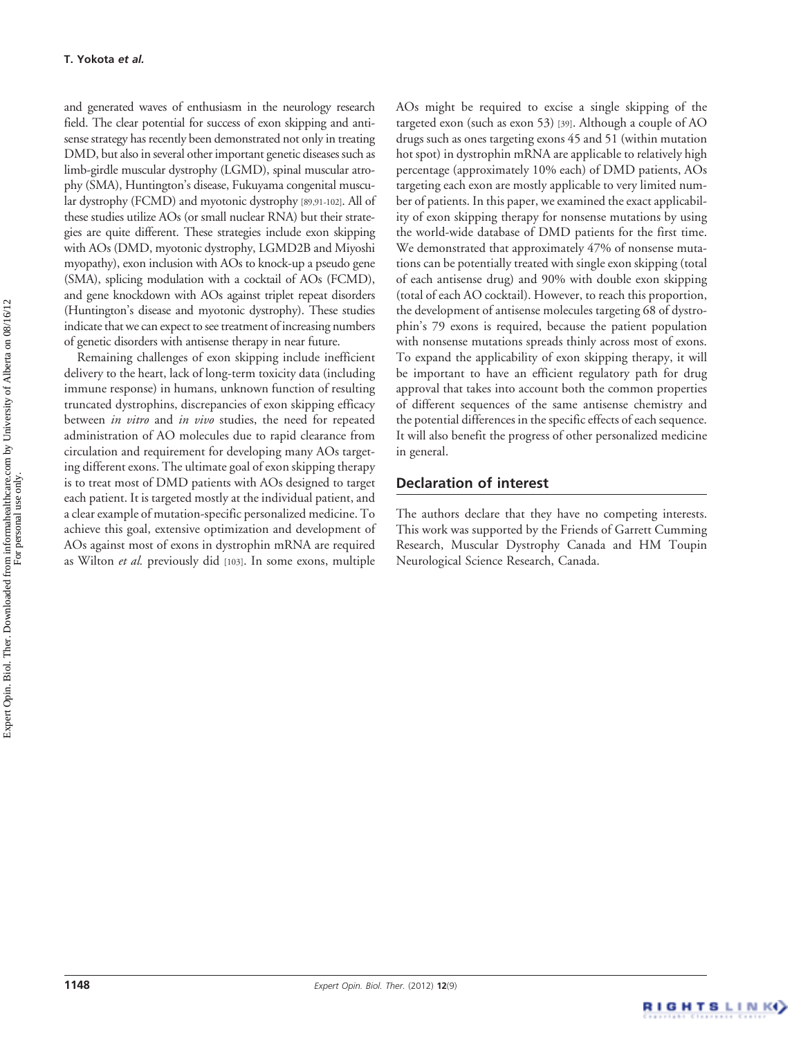and generated waves of enthusiasm in the neurology research field. The clear potential for success of exon skipping and antisense strategy has recently been demonstrated not only in treating DMD, but also in several other important genetic diseases such as limb-girdle muscular dystrophy (LGMD), spinal muscular atrophy (SMA), Huntington's disease, Fukuyama congenital muscular dystrophy (FCMD) and myotonic dystrophy [89,91-102]. All of these studies utilize AOs (or small nuclear RNA) but their strategies are quite different. These strategies include exon skipping with AOs (DMD, myotonic dystrophy, LGMD2B and Miyoshi myopathy), exon inclusion with AOs to knock-up a pseudo gene (SMA), splicing modulation with a cocktail of AOs (FCMD), and gene knockdown with AOs against triplet repeat disorders (Huntington's disease and myotonic dystrophy). These studies indicate that we can expect to see treatment of increasing numbers of genetic disorders with antisense therapy in near future.

Remaining challenges of exon skipping include inefficient delivery to the heart, lack of long-term toxicity data (including immune response) in humans, unknown function of resulting truncated dystrophins, discrepancies of exon skipping efficacy between *in vitro* and *in vivo* studies, the need for repeated administration of AO molecules due to rapid clearance from circulation and requirement for developing many AOs targeting different exons. The ultimate goal of exon skipping therapy is to treat most of DMD patients with AOs designed to target each patient. It is targeted mostly at the individual patient, and a clear example of mutation-specific personalized medicine. To achieve this goal, extensive optimization and development of AOs against most of exons in dystrophin mRNA are required as Wilton *et al.* previously did [103]. In some exons, multiple AOs might be required to excise a single skipping of the targeted exon (such as exon 53) [39]. Although a couple of AO drugs such as ones targeting exons 45 and 51 (within mutation hot spot) in dystrophin mRNA are applicable to relatively high percentage (approximately 10% each) of DMD patients, AOs targeting each exon are mostly applicable to very limited number of patients. In this paper, we examined the exact applicability of exon skipping therapy for nonsense mutations by using the world-wide database of DMD patients for the first time. We demonstrated that approximately 47% of nonsense mutations can be potentially treated with single exon skipping (total of each antisense drug) and 90% with double exon skipping (total of each AO cocktail). However, to reach this proportion, the development of antisense molecules targeting 68 of dystrophin's 79 exons is required, because the patient population with nonsense mutations spreads thinly across most of exons. To expand the applicability of exon skipping therapy, it will be important to have an efficient regulatory path for drug approval that takes into account both the common properties of different sequences of the same antisense chemistry and the potential differences in the specific effects of each sequence. It will also benefit the progress of other personalized medicine in general.

## Declaration of interest

The authors declare that they have no competing interests. This work was supported by the Friends of Garrett Cumming Research, Muscular Dystrophy Canada and HM Toupin Neurological Science Research, Canada.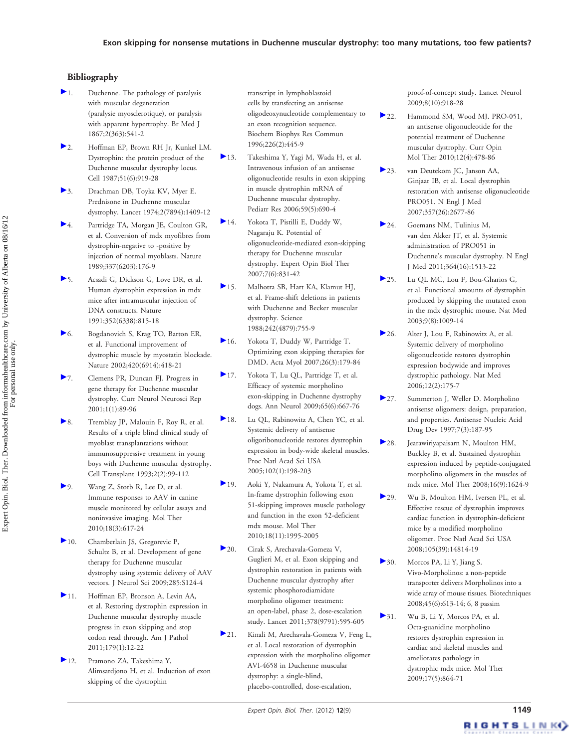## Bibliography

1. Duchenne. The pathology of paralysis with muscular degeneration (paralysie myosclerotique), or paralysis with apparent hypertrophy. Br Med J 1867;2(363):541-2
2. Hoffman EP, Brown RH Jr, Kunkel LM. Dystrophin: the protein product of the Duchenne muscular dystrophy locus. Cell 1987;51(6):919-28
3. Drachman DB, Toyka KV, Myer E. Prednisone in Duchenne muscular dystrophy. Lancet 1974;2(7894):1409-12
4. Partridge TA, Morgan JE, Coulton GR, et al. Conversion of mdx myofibres from dystrophin-negative to -positive by injection of normal myoblasts. Nature 1989;337(6203):176-9
5. Acsadi G, Dickson G, Love DR, et al. Human dystrophin expression in mdx mice after intramuscular injection of DNA constructs. Nature 1991;352(6338):815-18
6. Bogdanovich S, Krag TO, Barton ER, et al. Functional improvement of dystrophic muscle by myostatin blockade. Nature 2002;420(6914):418-21
7. Clemens PR, Duncan FJ. Progress in gene therapy for Duchenne muscular dystrophy. Curr Neurol Neurosci Rep 2001;1(1):89-96
8. Tremblay JP, Malouin F, Roy R, et al. Results of a triple blind clinical study of myoblast transplantations without immunosuppressive treatment in young boys with Duchenne muscular dystrophy. Cell Transplant 1993;2(2):99-112
9. Wang Z, Storb R, Lee D, et al. Immune responses to AAV in canine muscle monitored by cellular assays and noninvasive imaging. Mol Ther 2010;18(3):617-24
10. Chamberlain JS, Gregorevic P, Schultz B, et al. Development of gene therapy for Duchenne muscular dystrophy using systemic delivery of AAV vectors. J Neurol Sci 2009;285:S124-4
11. Hoffman EP, Bronson A, Levin AA, et al. Restoring dystrophin expression in Duchenne muscular dystrophy muscle progress in exon skipping and stop codon read through. Am J Pathol 2011;179(1):12-22
12. Pramono ZA, Takeshima Y, Alimsardjono H, et al. Induction of exon skipping of the dystrophin transcript in lymphoblastoid cells by transfecting an antisense oligodeoxynucleotide complementary to an exon recognition sequence. Biochem Biophys Res Commun 1996;226(2):445-9
13. Takeshima Y, Yagi M, Wada H, et al. Intravenous infusion of an antisense oligonucleotide results in exon skipping in muscle dystrophin mRNA of Duchenne muscular dystrophy. Pediatr Res 2006;59(5):690-4
14. Yokota T, Pistilli E, Duddy W, Nagaraju K. Potential of oligonucleotide-mediated exon-skipping therapy for Duchenne muscular dystrophy. Expert Opin Biol Ther 2007;7(6):831-42
15. Malhotra SB, Hart KA, Klamut HJ, et al. Frame-shift deletions in patients with Duchenne and Becker muscular dystrophy. Science 1988;242(4879):755-9
16. Yokota T, Duddy W, Partridge T. Optimizing exon skipping therapies for DMD. Acta Myol 2007;26(3):179-84
17. Yokota T, Lu QL, Partridge T, et al. Efficacy of systemic morpholino exon-skipping in Duchenne dystrophy dogs. Ann Neurol 2009;65(6):667-76
18. Lu QL, Rabinowitz A, Chen YC, et al. Systemic delivery of antisense oligoribonucleotide restores dystrophin expression in body-wide skeletal muscles. Proc Natl Acad Sci USA 2005;102(1):198-203
19. Aoki Y, Nakamura A, Yokota T, et al. In-frame dystrophin following exon 51-skipping improves muscle pathology and function in the exon 52-deficient mdx mouse. Mol Ther 2010;18(11):1995-2005
20. Cirak S, Arechavala-Gomeza V, Guglieri M, et al. Exon skipping and dystrophin restoration in patients with Duchenne muscular dystrophy after systemic phosphorodiamidate morpholino oligomer treatment: an open-label, phase 2, dose-escalation study. Lancet 2011;378(9791):595-605
21. Kinali M, Arechavala-Gomeza V, Feng L, et al. Local restoration of dystrophin expression with the morpholino oligomer AVI-4658 in Duchenne muscular dystrophy: a single-blind, placebo-controlled, dose-escalation, proof-of-concept study. Lancet Neurol 2009;8(10):918-28
22. Hammond SM, Wood MJ. PRO-051, an antisense oligonucleotide for the potential treatment of Duchenne muscular dystrophy. Curr Opin Mol Ther 2010;12(4):478-86
23. van Deutekom JC, Janson AA, Ginjaar IB, et al. Local dystrophin restoration with antisense oligonucleotide PRO051. N Engl J Med 2007;357(26):2677-86
24. Goemans NM, Tulinius M, van den Akker JT, et al. Systemic administration of PRO051 in Duchenne's muscular dystrophy. N Engl J Med 2011;364(16):1513-22
25. Lu QL MC, Lou F, Bou-Gharios G, et al. Functional amounts of dystrophin produced by skipping the mutated exon in the mdx dystrophic mouse. Nat Med 2003;9(8):1009-14
26. Alter J, Lou F, Rabinowitz A, et al. Systemic delivery of morpholino oligonucleotide restores dystrophin expression bodywide and improves dystrophic pathology. Nat Med 2006;12(2):175-7
27. Summerton J, Weller D. Morpholino antisense oligomers: design, preparation, and properties. Antisense Nucleic Acid Drug Dev 1997;7(3):187-95
28. Jearawiriyapaisarn N, Moulton HM, Buckley B, et al. Sustained dystrophin expression induced by peptide-conjugated morpholino oligomers in the muscles of mdx mice. Mol Ther 2008;16(9):1624-9
29. Wu B, Moulton HM, Iversen PL, et al. Effective rescue of dystrophin improves cardiac function in dystrophin-deficient mice by a modified morpholino oligomer. Proc Natl Acad Sci USA 2008;105(39):14814-19
30. Morcos PA, Li Y, Jiang S. Vivo-Morpholinos: a non-peptide transporter delivers Morpholinos into a wide array of mouse tissues. Biotechniques 2008;45(6):613-14; 6, 8 passim
31. Wu B, Li Y, Morcos PA, et al. Octa-guanidine morpholino restores dystrophin expression in cardiac and skeletal muscles and ameliorates pathology in dystrophic mdx mice. Mol Ther 2009;17(5):864-71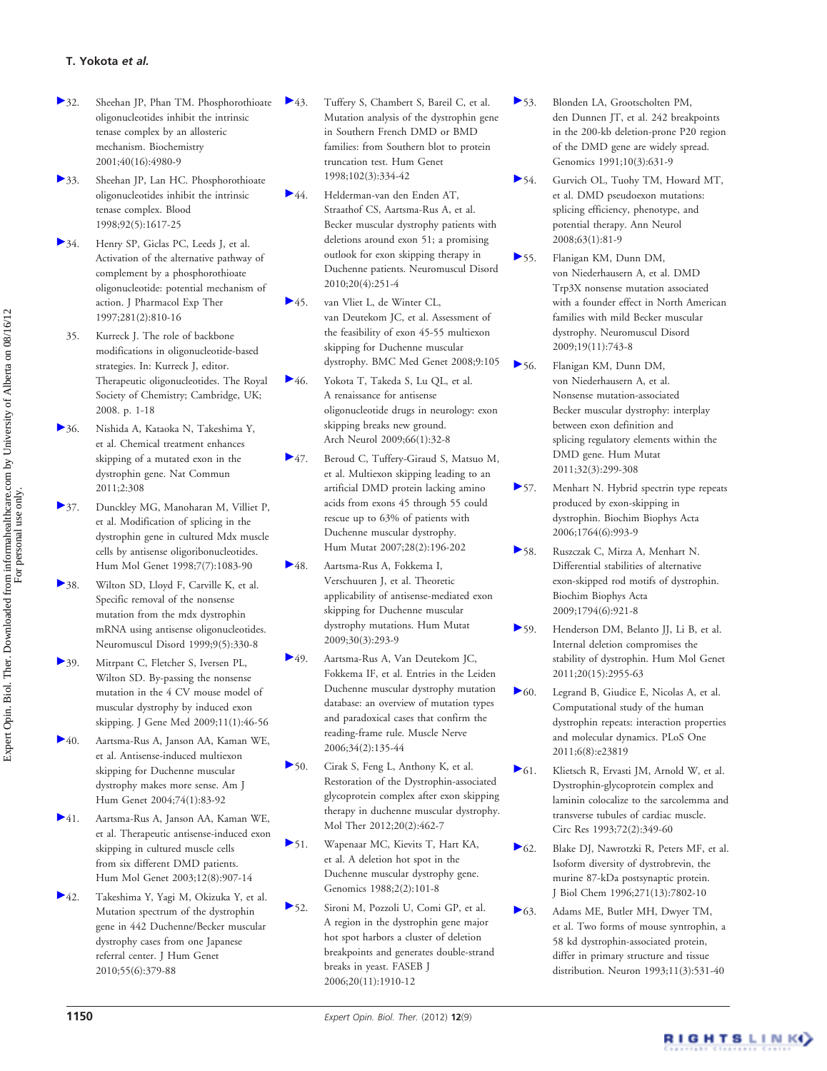32. Sheehan JP, Phan TM. Phosphorothioate oligonucleotides inhibit the intrinsic tenase complex by an allosteric mechanism. Biochemistry 2001;40(16):4980-9

33. Sheehan JP, Lan HC. Phosphorothioate oligonucleotides inhibit the intrinsic tenase complex. Blood 1998;92(5):1617-25

34. Henry SP, Giclas PC, Leeds J, et al. Activation of the alternative pathway of complement by a phosphorothioate oligonucleotide: potential mechanism of action. J Pharmacol Exp Ther 1997;281(2):810-16

35. Kurreck J. The role of backbone modifications in oligonucleotide-based strategies. In: Kurreck J, editor. Therapeutic oligonucleotides. The Royal Society of Chemistry; Cambridge, UK; 2008. p. 1-18

36. Nishida A, Kataoka N, Takeshima Y, et al. Chemical treatment enhances skipping of a mutated exon in the dystrophin gene. Nat Commun 2011;2:308

37. Dunckley MG, Manoharan M, Villiet P, et al. Modification of splicing in the dystrophin gene in cultured Mdx muscle cells by antisense oligoribonucleotides. Hum Mol Genet 1998;7(7):1083-90

38. Wilton SD, Lloyd F, Carville K, et al. Specific removal of the nonsense mutation from the mdx dystrophin mRNA using antisense oligonucleotides. Neuromuscul Disord 1999;9(5):330-8

39. Mitrpant C, Fletcher S, Iversen PL, Wilton SD. By-passing the nonsense mutation in the 4 CV mouse model of muscular dystrophy by induced exon skipping. J Gene Med 2009;11(1):46-56

40. Aartsma-Rus A, Janson AA, Kaman WE, et al. Antisense-induced multiexon skipping for Duchenne muscular dystrophy makes more sense. Am J Hum Genet 2004;74(1):83-92

41. Aartsma-Rus A, Janson AA, Kaman WE, et al. Therapeutic antisense-induced exon skipping in cultured muscle cells from six different DMD patients. Hum Mol Genet 2003;12(8):907-14

42. Takeshima Y, Yagi M, Okizuka Y, et al. Mutation spectrum of the dystrophin gene in 442 Duchenne/Becker muscular dystrophy cases from one Japanese referral center. J Hum Genet 2010;55(6):379-88

43. Tuffery S, Chambert S, Bareil C, et al. Mutation analysis of the dystrophin gene in Southern French DMD or BMD families: from Southern blot to protein truncation test. Hum Genet 1998;102(3):334-42

44. Helderman-van den Enden AT, Straathof CS, Aartsma-Rus A, et al. Becker muscular dystrophy patients with deletions around exon 51; a promising outlook for exon skipping therapy in Duchenne patients. Neuromuscul Disord 2010;20(4):251-4

45. van Vliet L, de Winter CL, van Deutekom JC, et al. Assessment of the feasibility of exon 45-55 multiexon skipping for Duchenne muscular dystrophy. BMC Med Genet 2008;9:105

46. Yokota T, Takeda S, Lu QL, et al. A renaissance for antisense oligonucleotide drugs in neurology: exon skipping breaks new ground. Arch Neurol 2009;66(1):32-8

47. Beroud C, Tuffery-Giraud S, Matsuo M, et al. Multiexon skipping leading to an artificial DMD protein lacking amino acids from exons 45 through 55 could rescue up to 63% of patients with Duchenne muscular dystrophy. Hum Mutat 2007;28(2):196-202

48. Aartsma-Rus A, Fokkema I, Verschuuren J, et al. Theoretic applicability of antisense-mediated exon skipping for Duchenne muscular dystrophy mutations. Hum Mutat 2009;30(3):293-9

49. Aartsma-Rus A, Van Deutekom JC, Fokkema IF, et al. Entries in the Leiden Duchenne muscular dystrophy mutation database: an overview of mutation types and paradoxical cases that confirm the reading-frame rule. Muscle Nerve 2006;34(2):135-44

50. Cirak S, Feng L, Anthony K, et al. Restoration of the Dystrophin-associated glycoprotein complex after exon skipping therapy in duchenne muscular dystrophy. Mol Ther 2012;20(2):462-7

51. Wapenaar MC, Kievits T, Hart KA, et al. A deletion hot spot in the Duchenne muscular dystrophy gene. Genomics 1988;2(2):101-8

52. Sironi M, Pozzoli U, Comi GP, et al. A region in the dystrophin gene major hot spot harbors a cluster of deletion breakpoints and generates double-strand breaks in yeast. FASEB J 2006;20(11):1910-12

53. Blonden LA, Grootscholten PM, den Dunnen JT, et al. 242 breakpoints in the 200-kb deletion-prone P20 region of the DMD gene are widely spread. Genomics 1991;10(3):631-9

54. Gurvich OL, Tuohy TM, Howard MT, et al. DMD pseudoexon mutations: splicing efficiency, phenotype, and potential therapy. Ann Neurol 2008;63(1):81-9

55. Flanigan KM, Dunn DM, von Niederhausern A, et al. DMD Trp3X nonsense mutation associated with a founder effect in North American families with mild Becker muscular dystrophy. Neuromuscul Disord 2009;19(11):743-8

56. Flanigan KM, Dunn DM, von Niederhausern A, et al. Nonsense mutation-associated Becker muscular dystrophy: interplay between exon definition and splicing regulatory elements within the DMD gene. Hum Mutat 2011;32(3):299-308

57. Menhart N. Hybrid spectrin type repeats produced by exon-skipping in dystrophin. Biochim Biophys Acta 2006;1764(6):993-9

58. Ruszczak C, Mirza A, Menhart N. Differential stabilities of alternative exon-skipped rod motifs of dystrophin. Biochim Biophys Acta 2009;1794(6):921-8

59. Henderson DM, Belanto JJ, Li B, et al. Internal deletion compromises the stability of dystrophin. Hum Mol Genet 2011;20(15):2955-63

60. Legrand B, Giudice E, Nicolas A, et al. Computational study of the human dystrophin repeats: interaction properties and molecular dynamics. PLoS One 2011;6(8):e23819

61. Klietsch R, Ervasti JM, Arnold W, et al. Dystrophin-glycoprotein complex and laminin colocalize to the sarcolemma and transverse tubules of cardiac muscle. Circ Res 1993;72(2):349-60

62. Blake DJ, Nawrotzki R, Peters MF, et al. Isoform diversity of dystrobrevin, the murine 87-kDa postsynaptic protein. J Biol Chem 1996;271(13):7802-10

63. Adams ME, Butler MH, Dwyer TM, et al. Two forms of mouse syntrophin, a 58 kd dystrophin-associated protein, differ in primary structure and tissue distribution. Neuron 1993;11(3):531-40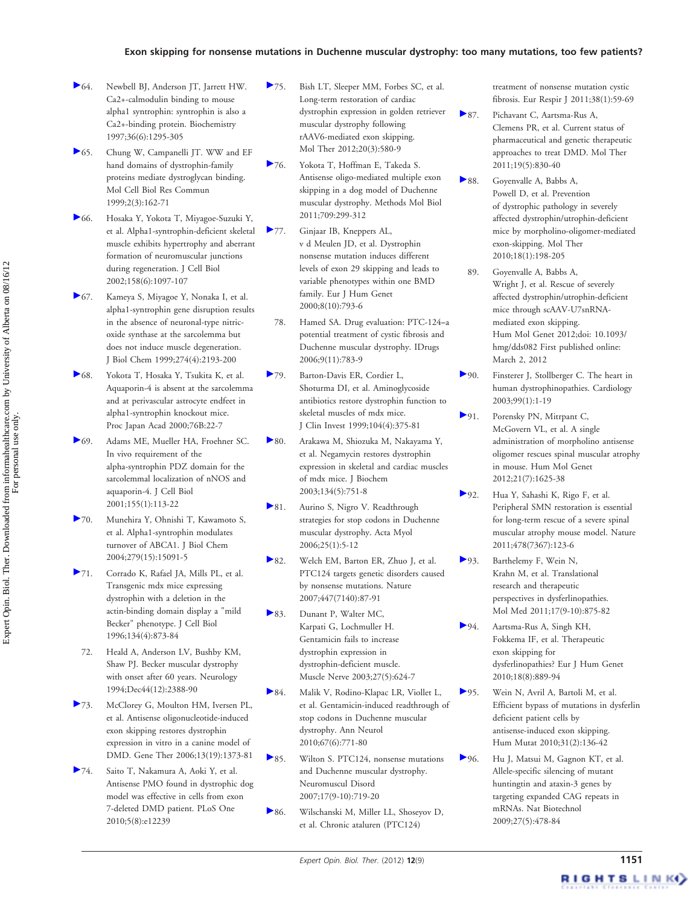64. Newbell BJ, Anderson JT, Jarrett HW. Ca2+-calmodulin binding to mouse alpha1 syntrophin: syntrophin is also a Ca2+-binding protein. Biochemistry 1997;36(6):1295-305

65. Chung W, Campanelli JT. WW and EF hand domains of dystrophin-family proteins mediate dystroglycan binding. Mol Cell Biol Res Commun 1999;2(3):162-71

66. Hosaka Y, Yokota T, Miyagoe-Suzuki Y, et al. Alpha1-syntrophin-deficient skeletal muscle exhibits hypertrophy and aberrant formation of neuromuscular junctions during regeneration. J Cell Biol 2002;158(6):1097-107

67. Kameya S, Miyagoe Y, Nonaka I, et al. alpha1-syntrophin gene disruption results in the absence of neuronal-type nitric-oxide synthase at the sarcolemma but does not induce muscle degeneration. J Biol Chem 1999;274(4):2193-200

68. Yokota T, Hosaka Y, Tsukita K, et al. Aquaporin-4 is absent at the sarcolemma and at perivascular astrocyte endfeet in alpha1-syntrophin knockout mice. Proc Japan Acad 2000;76B:22-7

69. Adams ME, Mueller HA, Froehner SC. In vivo requirement of the alpha-syntrophin PDZ domain for the sarcolemmal localization of nNOS and aquaporin-4. J Cell Biol 2001;155(1):113-22

70. Munehira Y, Ohnishi T, Kawamoto S, et al. Alpha1-syntrophin modulates turnover of ABCA1. J Biol Chem 2004;279(15):15091-5

71. Corrado K, Rafael JA, Mills PL, et al. Transgenic mdx mice expressing dystrophin with a deletion in the actin-binding domain display a "mild Becker" phenotype. J Cell Biol 1996;134(4):873-84

72. Heald A, Anderson LV, Bushby KM, Shaw PJ. Becker muscular dystrophy with onset after 60 years. Neurology 1994;Dec44(12):2388-90

73. McClorey G, Moulton HM, Iversen PL, et al. Antisense oligonucleotide-induced exon skipping restores dystrophin expression in vitro in a canine model of DMD. Gene Ther 2006;13(19):1373-81

74. Saito T, Nakamura A, Aoki Y, et al. Antisense PMO found in dystrophic dog model was effective in cells from exon 7-deleted DMD patient. PLoS One 2010;5(8):e12239

75. Bish LT, Sleeper MM, Forbes SC, et al. Long-term restoration of cardiac dystrophin expression in golden retriever muscular dystrophy following rAAV6-mediated exon skipping. Mol Ther 2012;20(3):580-9

76. Yokota T, Hoffman E, Takeda S. Antisense oligo-mediated multiple exon skipping in a dog model of Duchenne muscular dystrophy. Methods Mol Biol 2011;709:299-312

77. Ginjaar IB, Kneppers AL, v d Meulen JD, et al. Dystrophin nonsense mutation induces different levels of exon 29 skipping and leads to variable phenotypes within one BMD family. Eur J Hum Genet 2000;8(10):793-6

78. Hamed SA. Drug evaluation: PTC-124–a potential treatment of cystic fibrosis and Duchenne muscular dystrophy. IDrugs 2006;9(11):783-9

79. Barton-Davis ER, Cordier L, Shoturma DI, et al. Aminoglycoside antibiotics restore dystrophin function to skeletal muscles of mdx mice. J Clin Invest 1999;104(4):375-81

80. Arakawa M, Shiozuka M, Nakayama Y, et al. Negamycin restores dystrophin expression in skeletal and cardiac muscles of mdx mice. J Biochem 2003;134(5):751-8

81. Aurino S, Nigro V. Readthrough strategies for stop codons in Duchenne muscular dystrophy. Acta Myol 2006;25(1):5-12

82. Welch EM, Barton ER, Zhuo J, et al. PTC124 targets genetic disorders caused by nonsense mutations. Nature 2007;447(7140):87-91

83. Dunant P, Walter MC, Karpati G, Lochmuller H. Gentamicin fails to increase dystrophin expression in dystrophin-deficient muscle. Muscle Nerve 2003;27(5):624-7

84. Malik V, Rodino-Klapac LR, Viollet L, et al. Gentamicin-induced readthrough of stop codons in Duchenne muscular dystrophy. Ann Neurol 2010;67(6):771-80

85. Wilton S. PTC124, nonsense mutations and Duchenne muscular dystrophy. Neuromuscul Disord 2007;17(9-10):719-20

86. Wilschanski M, Miller LL, Shoseyov D, et al. Chronic ataluren (PTC124) treatment of nonsense mutation cystic fibrosis. Eur Respir J 2011;38(1):59-69

87. Pichavant C, Aartsma-Rus A, Clemens PR, et al. Current status of pharmaceutical and genetic therapeutic approaches to treat DMD. Mol Ther 2011;19(5):830-40

88. Goyenvalle A, Babbs A, Powell D, et al. Prevention of dystrophic pathology in severely affected dystrophin/utrophin-deficient mice by morpholino-oligomer-mediated exon-skipping. Mol Ther 2010;18(1):198-205

89. Goyenvalle A, Babbs A, Wright J, et al. Rescue of severely affected dystrophin/utrophin-deficient mice through scAAV-U7snRNA-mediated exon skipping. Hum Mol Genet 2012;doi: 10.1093/hmg/dds082 First published online: March 2, 2012

90. Finsterer J, Stollberger C. The heart in human dystrophinopathies. Cardiology 2003;99(1):1-19

91. Porensky PN, Mitrpant C, McGovern VL, et al. A single administration of morpholino antisense oligomer rescues spinal muscular atrophy in mouse. Hum Mol Genet 2012;21(7):1625-38

92. Hua Y, Sahashi K, Rigo F, et al. Peripheral SMN restoration is essential for long-term rescue of a severe spinal muscular atrophy mouse model. Nature 2011;478(7367):123-6

93. Barthelemy F, Wein N, Krahn M, et al. Translational research and therapeutic perspectives in dysferlinopathies. Mol Med 2011;17(9-10):875-82

94. Aartsma-Rus A, Singh KH, Fokkema IF, et al. Therapeutic exon skipping for dysferlinopathies? Eur J Hum Genet 2010;18(8):889-94

95. Wein N, Avril A, Bartoli M, et al. Efficient bypass of mutations in dysferlin deficient patient cells by antisense-induced exon skipping. Hum Mutat 2010;31(2):136-42

96. Hu J, Matsui M, Gagnon KT, et al. Allele-specific silencing of mutant huntingtin and ataxin-3 genes by targeting expanded CAG repeats in mRNAs. Nat Biotechnol 2009;27(5):478-84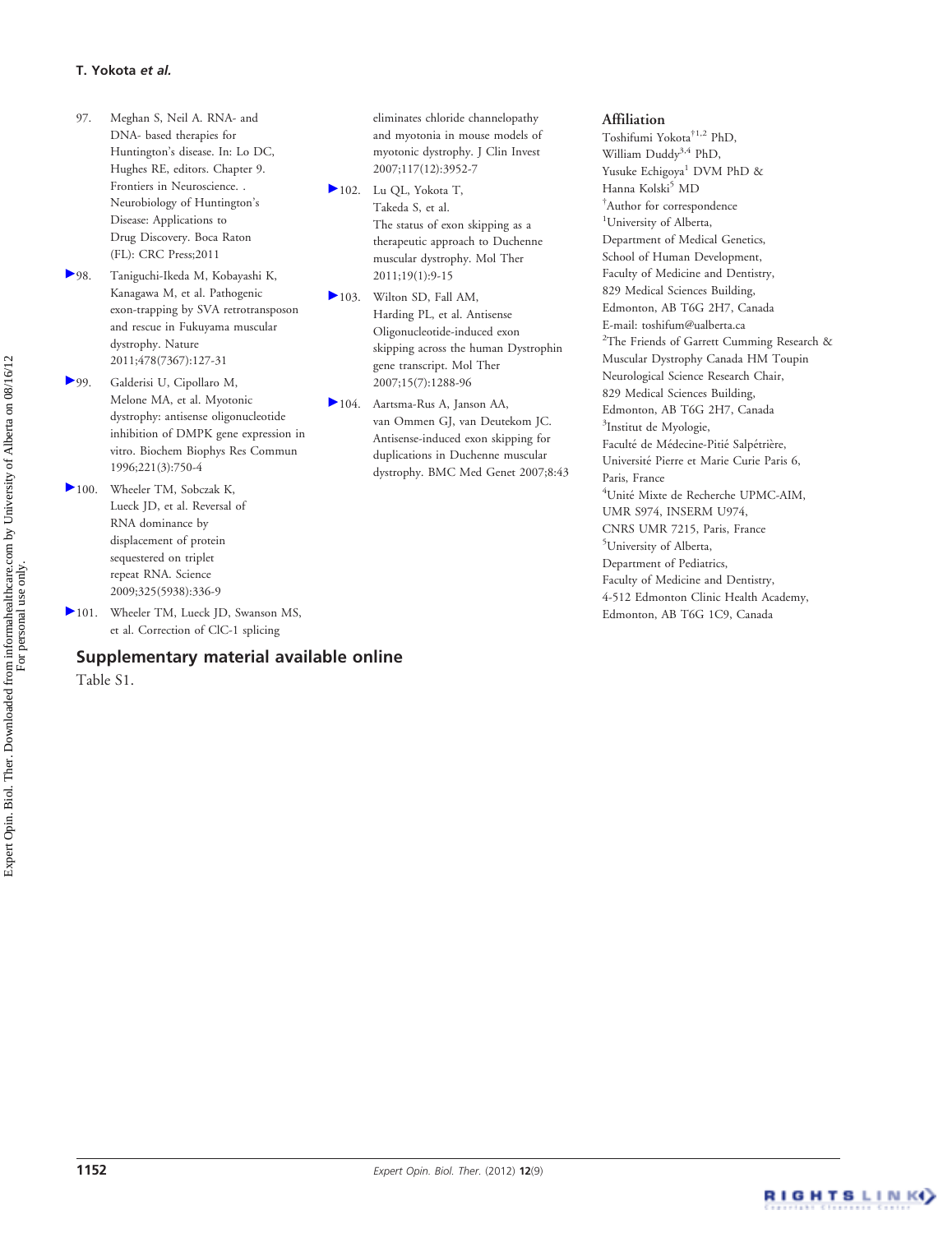97. Meghan S, Neil A. RNA- and DNA- based therapies for Huntington's disease. In: Lo DC, Hughes RE, editors. Chapter 9. Frontiers in Neuroscience. . Neurobiology of Huntington's Disease: Applications to Drug Discovery. Boca Raton (FL): CRC Press;2011

98. Taniguchi-Ikeda M, Kobayashi K, Kanagawa M, et al. Pathogenic exon-trapping by SVA retrotransposon and rescue in Fukuyama muscular dystrophy. Nature 2011;478(7367):127-31

99. Galderisi U, Cipollaro M, Melone MA, et al. Myotonic dystrophy: antisense oligonucleotide inhibition of DMPK gene expression in vitro. Biochem Biophys Res Commun 1996;221(3):750-4

100. Wheeler TM, Sobczak K, Lueck JD, et al. Reversal of RNA dominance by displacement of protein sequestered on triplet repeat RNA. Science 2009;325(5938):336-9

101. Wheeler TM, Lueck JD, Swanson MS, et al. Correction of ClC-1 splicing eliminates chloride channelopathy and myotonia in mouse models of myotonic dystrophy. J Clin Invest 2007;117(12):3952-7

102. Lu QL, Yokota T, Takeda S, et al. The status of exon skipping as a therapeutic approach to Duchenne muscular dystrophy. Mol Ther 2011;19(1):9-15

103. Wilton SD, Fall AM, Harding PL, et al. Antisense Oligonucleotide-induced exon skipping across the human Dystrophin gene transcript. Mol Ther 2007;15(7):1288-96

104. Aartsma-Rus A, Janson AA, van Ommen GJ, van Deutekom JC. Antisense-induced exon skipping for duplications in Duchenne muscular dystrophy. BMC Med Genet 2007;8:43

## Affiliation

Toshifumi Yokota[†1,2] PhD, William Duddy[3,4] PhD, Yusuke Echigoya[1] DVM PhD & Hanna Kolski[5] MD

[†]Author for correspondence

[1]University of Alberta, Department of Medical Genetics, School of Human Development, Faculty of Medicine and Dentistry, 829 Medical Sciences Building, Edmonton, AB T6G 2H7, Canada
E-mail: toshifum@ualberta.ca

[2]The Friends of Garrett Cumming Research & Muscular Dystrophy Canada HM Toupin Neurological Science Research Chair, 829 Medical Sciences Building, Edmonton, AB T6G 2H7, Canada

[3]Institut de Myologie, Faculté de Médecine-Pitié Salpétrière, Université Pierre et Marie Curie Paris 6, Paris, France

[4]Unité Mixte de Recherche UPMC-AIM, UMR S974, INSERM U974, CNRS UMR 7215, Paris, France

[5]University of Alberta, Department of Pediatrics, Faculty of Medicine and Dentistry, 4-512 Edmonton Clinic Health Academy, Edmonton, AB T6G 1C9, Canada

## Supplementary material available online

Table S1.